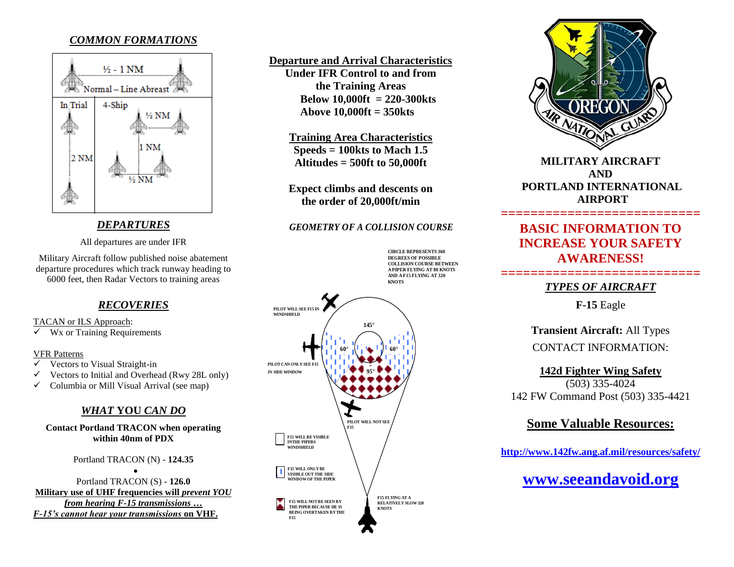## *COMMON FORMATIONS*

½ - 1 NM

Normal – Line Abreast

In Trial

2 NM

4-Ship

½ NM

1 NM

½ NM

## *DEPARTURES*

All departures are under IFR

Military Aircraft follow published noise abatement departure procedures which track runway heading to 6000 feet, then Radar Vectors to training areas

## *RECOVERIES*

TACAN or ILS Approach:

- ✓ Wx or Training Requirements

VFR Patterns

- ✓ Vectors to Visual Straight-in
- ✓ Vectors to Initial and Overhead (Rwy 28L only)
- ✓ Columbia or Mill Visual Arrival (see map)

## *WHAT YOU CAN DO*

**Contact Portland TRACON when operating within 40nm of PDX**

Portland TRACON (N) - **124.35**

•

Portland TRACON (S) - **126.0**

**Military use of UHF frequencies will *prevent YOU from hearing F-15 transmissions … F-15's cannot hear your transmissions* on VHF.**

**Departure and Arrival Characteristics**

**Under IFR Control to and from the Training Areas**

**Below 10,000ft = 220-300kts**

**Above 10,000ft = 350kts**

**Training Area Characteristics**

**Speeds = 100kts to Mach 1.5**

**Altitudes = 500ft to 50,000ft**

**Expect climbs and descents on the order of 20,000ft/min**

***GEOMETRY OF A COLLISION COURSE***

CIRCLE REPRESENTS 360 DEGREES OF POSSIBLE COLLISION COURSE BETWEEN A PIPER FLYING AT 80 KNOTS AND A F15 FLYING AT 320 KNOTS

PILOT WILL SEE F15 IN WINDSHIELD

145°

60°

60°

95°

PILOT CAN ONLY SEE F15 IN SIDE WINDOW

PILOT WILL NOT SEE F15

F15 WILL BE VISIBLE IN THE PIPERS WINDSHIELD

F15 WILL ONLY BE VISIBLE OUT THE SIDE WINDOW OF THE PIPER

F15 WILL NOT BE SEEN BY THE PIPER BECAUSE HE IS BEING OVERTAKEN BY THE F15

F15 FLYING AT A RELATIVELY SLOW 320 KNOTS

OREGON AIR NATIONAL GUARD

**MILITARY AIRCRAFT AND PORTLAND INTERNATIONAL AIRPORT**

==========================

## **BASIC INFORMATION TO INCREASE YOUR SAFETY AWARENESS!**

==========================

## *TYPES OF AIRCRAFT*

**F-15** Eagle

**Transient Aircraft:** All Types

CONTACT INFORMATION:

**142d Fighter Wing Safety**

(503) 335-4024

142 FW Command Post (503) 335-4421

## **Some Valuable Resources:**

**http://www.142fw.ang.af.mil/resources/safety/**

**www.seeandavoid.org**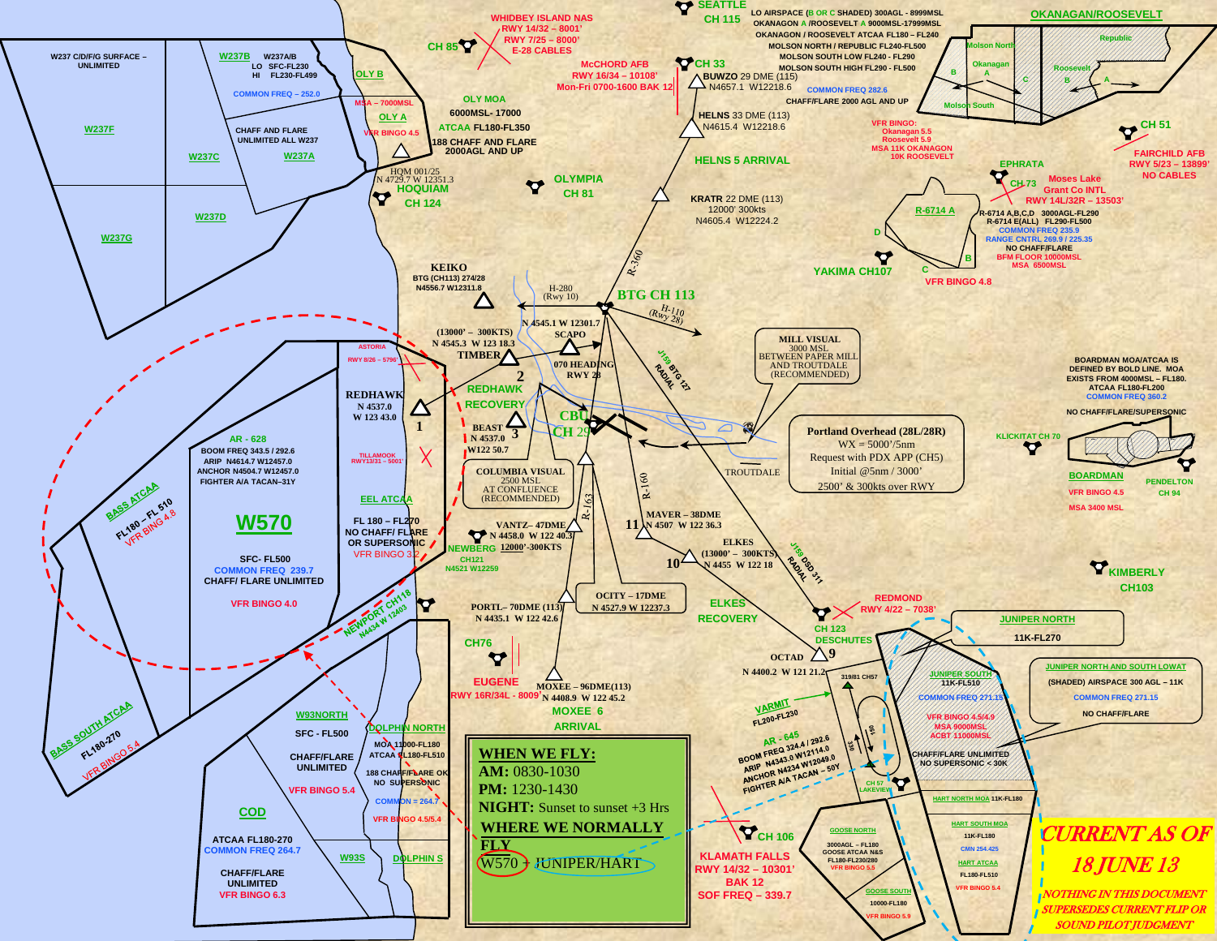SEATTLE
CH 115

LO AIRSPACE (B OR C SHADED) 300AGL - 8999MSL
OKANAGON A /ROOSEVELT A 9000MSL-17999MSL
OKANAGON / ROOSEVELT ATCAA FL180 - FL240
MOLSON NORTH / REPUBLIC FL240-FL500
MOLSON SOUTH LOW FL240 - FL290
MOLSON SOUTH HIGH FL290 - FL500
COMMON FREQ 282.6
CHAFF/FLARE 2000 AGL AND UP

OKANAGAN/ROOSEVELT

Molson North
Republic
Okanagan
Roosevelt
Molson South

VFR BINGO:
Okanagan 5.5
Roosevelt 5.9
MSA 11K OKANAGON
10K ROOSEVELT

CH 51
FAIRCHILD AFB
RWY 5/23 – 13899'
NO CABLES

WHIDBEY ISLAND NAS
RWY 14/32 – 8001'
RWY 7/25 – 8000'
E-28 CABLES

CH 85

McCHORD AFB
RWY 16/34 – 10108'
Mon-Fri 0700-1600 BAK 12

CH 33
BUWZO 29 DME (115)
N4657.1 W12218.6

HELNS 33 DME (113)
N4615.4 W12218.6

HELNS 5 ARRIVAL

W237 C/D/F/G SURFACE – UNLIMITED

W237B
W237A/B
LO SFC-FL230
HI FL230-FL499
COMMON FREQ – 252.0

W237F
W237C
W237A
CHAFF AND FLARE UNLIMITED ALL W237
W237D
W237G

OLY B
MSA – 7000MSL
OLY A
VFR BINGO 4.5

OLY MOA
6000MSL- 17000
ATCAA FL180-FL350
188 CHAFF AND FLARE
2000AGL AND UP

HQM 001/25
N 4729.7 W 12351.3
HOQUIAM
CH 124

OLYMPIA
CH 81

KRATR 22 DME (113)
12000' 300kts
N4605.4 W12224.2

EPHRATA
CH 73
Moses Lake
Grant Co INTL
RWY 14L/32R – 13503'

R-6714 A
R-6714 A,B,C,D 3000AGL-FL290
R-6714 E(ALL) FL290-FL500
COMMON FREQ 235.9
RANGE CNTRL 269.9 / 225.35
NO CHAFF/FLARE
BFM FLOOR 10000MSL
MSA 6500MSL

YAKIMA CH107

VFR BINGO 4.8

KEIKO
BTG (CH113) 274/28
N4556.7 W12311.8

H-280
(Rwy 10)

BTG CH 113

H-110
(Rwy 28)

R-360

N 4545.1 W 12301.7
SCAPO

(13000' – 300KTS)
N 4545.3 W 123 18.3
TIMBER

070 HEADING
RWY 28

J159 BTG 127 RADIAL

MILL VISUAL
3000 MSL
BETWEEN PAPER MILL AND TROUTDALE
(RECOMMENDED)

ASTORIA
RWY 8/26 – 5796'

REDHAWK
N 4537.0
W 123 43.0

REDHAWK RECOVERY

BEAST
N 4537.0
W122 50.7

CBU
CH 29

TROUTDALE

Portland Overhead (28L/28R)
WX = 5000'/5nm
Request with PDX APP (CH5)
Initial @5nm / 3000'
2500' & 300kts over RWY

BOARDMAN MOA/ATCAA IS DEFINED BY BOLD LINE. MOA EXISTS FROM 4000MSL – FL180.
ATCAA FL180-FL200
COMMON FREQ 360.2

NO CHAFF/FLARE/SUPERSONIC

KLICKITAT CH 70

BOARDMAN
VFR BINGO 4.5
MSA 3400 MSL

PENDELTON
CH 94

KIMBERLY
CH103

AR - 628
BOOM FREQ 343.5 / 292.6
ARIP N4614.7 W12457.0
ANCHOR N4504.7 W12457.0
FIGHTER A/A TACAN–31Y

BASS ATCAA
FL180 – FL 510
VFR BING 4.8

TILLAMOOK
RWY13/31 – 5001'

W570
SFC- FL500
COMMON FREQ 239.7
CHAFF/ FLARE UNLIMITED
VFR BINGO 4.0

EEL ATCAA
FL 180 – FL270
NO CHAFF/ FLARE OR SUPERSONIC
VFR BINGO 3.2

COLUMBIA VISUAL
2500 MSL
AT CONFLUENCE
(RECOMMENDED)

NEWBERG
CH121
N4521 W12259

VANTZ– 47DME
N 4458.0 W 122 40.3
12000'-300KTS

R-163
R-160

MAVER – 38DME
N 4507 W 122 36.3

ELKES
(13000' – 300KTS)
N 4455 W 122 18

J159 DSD 311 RADIAL

OCITY – 17DME
N 4527.9 W 12237.3

ELKES RECOVERY

REDMOND
RWY 4/22 – 7038'

CH 123
DESCHUTES

OCTAD
N 4400.2 W 121 21.2

NEWPORT CH118
N4434 W 12403

PORTL– 70DME (113)
N 4435.1 W 122 42.6

CH76

EUGENE
RWY 16R/34L - 8009'

MOXEE – 96DME(113)
N 4408.9 W 122 45.2

MOXEE 6 ARRIVAL

JUNIPER NORTH
11K-FL270

JUNIPER NORTH AND SOUTH LOWAT
(SHADED) AIRSPACE 300 AGL – 11K
COMMON FREQ 271.15
NO CHAFF/FLARE

319/81 CH57

JUNIPER SOUTH
11K-FL510
COMMON FREQ 271.15
VFR BINGO 4.5/4.9
MSA 9000MSL
ACBT 11000MSL
CHAFF/FLARE UNLIMITED
NO SUPERSONIC < 30K

VARMIT
FL200-FL230

AR - 645
BOOM FREQ 324.4 / 292.6
ARIP N4343.0 W12114.0
ANCHOR N4234 W12049.0
FIGHTER A/A TACAN – 50Y

CH 57
LAKEVIEW

BASS SOUTH ATCAA
FL180-270
VFR BINGO 5.4

W93NORTH
SFC - FL500
CHAFF/FLARE UNLIMITED
VFR BINGO 5.4

DOLPHIN NORTH
MOA 11000-FL180
ATCAA FL180-FL510
188 CHAFF/FLARE OK
NO SUPERSONIC
COMMON = 264.7
VFR BINGO 4.5/5.4

SOD
ATCAA FL180-270
COMMON FREQ 264.7
CHAFF/FLARE UNLIMITED
VFR BINGO 6.3

W93S
DOLPHIN S

**WHEN WE FLY:**
**AM:** 0830-1030
**PM:** 1230-1430
**NIGHT:** Sunset to sunset +3 Hrs
**WHERE WE NORMALLY FLY**
W570 + JUNIPER/HART

CH 106
KLAMATH FALLS
RWY 14/32 – 10301'
BAK 12
SOF FREQ – 339.7

GOOSE NORTH
3000AGL – FL180
GOOSE ATCAA N&S
FL180-FL230/280
VFR BINGO 5.5

GOOSE SOUTH
10000-FL180
VFR BINGO 5.9

HART NORTH MOA 11K-FL180

HART SOUTH MOA
11K-FL180
CMN 254.425
HART ATCAA
FL180-FL510
VFR BINGO 5.4

*CURRENT AS OF 18 JUNE 13*

*NOTHING IN THIS DOCUMENT SUPERSEDES CURRENT FLIP OR SOUND PILOT JUDGMENT*